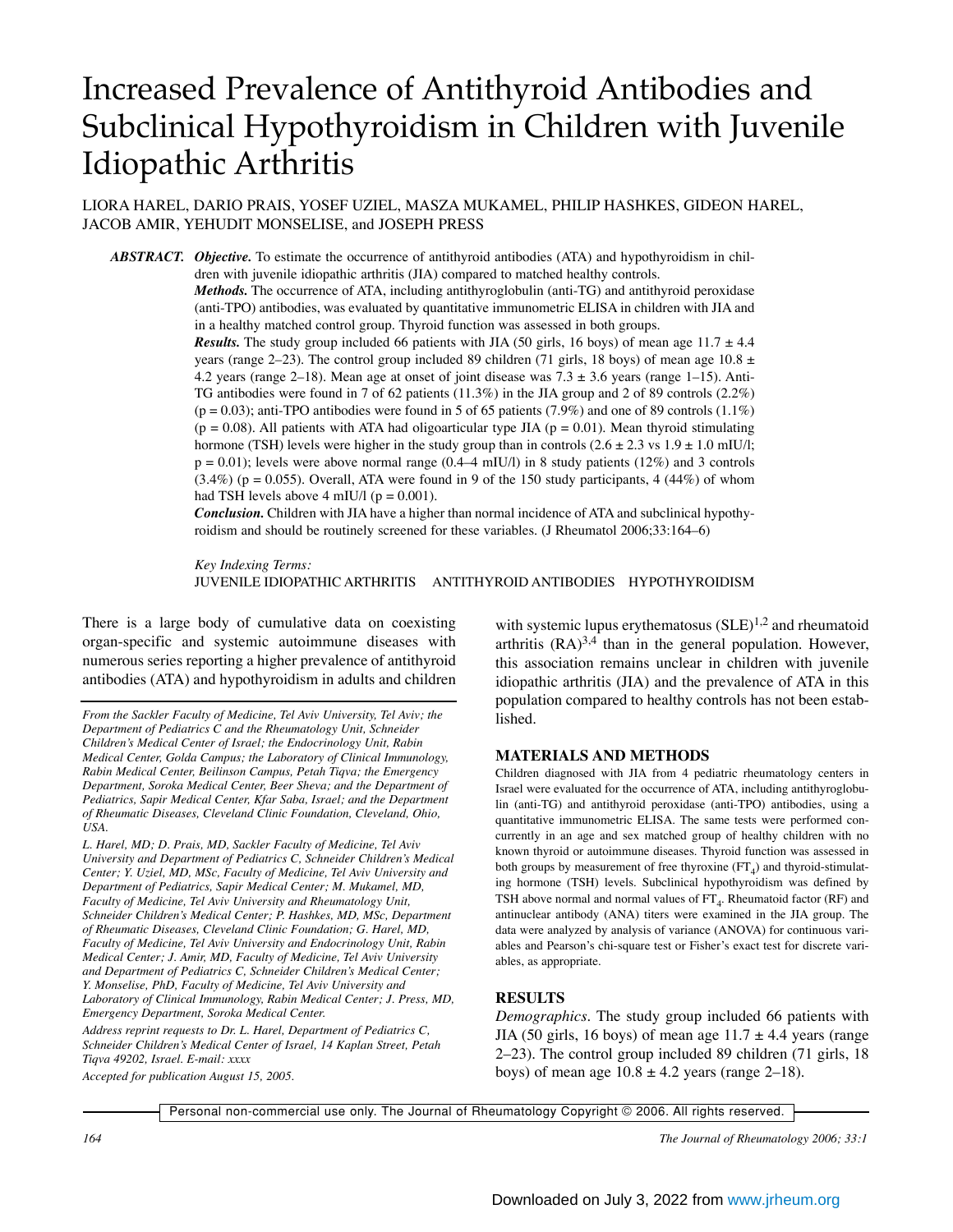# Increased Prevalence of Antithyroid Antibodies and Subclinical Hypothyroidism in Children with Juvenile Idiopathic Arthritis

LIORA HAREL, DARIO PRAIS, YOSEF UZIEL, MASZA MUKAMEL, PHILIP HASHKES, GIDEON HAREL, JACOB AMIR, YEHUDIT MONSELISE, and JOSEPH PRESS

***ABSTRACT.*** ***Objective.*** To estimate the occurrence of antithyroid antibodies (ATA) and hypothyroidism in children with juvenile idiopathic arthritis (JIA) compared to matched healthy controls.

***Methods.*** The occurrence of ATA, including antithyroglobulin (anti-TG) and antithyroid peroxidase (anti-TPO) antibodies, was evaluated by quantitative immunometric ELISA in children with JIA and in a healthy matched control group. Thyroid function was assessed in both groups.

***Results.*** The study group included 66 patients with JIA (50 girls, 16 boys) of mean age 11.7 ± 4.4 years (range 2–23). The control group included 89 children (71 girls, 18 boys) of mean age 10.8 ± 4.2 years (range 2–18). Mean age at onset of joint disease was 7.3 ± 3.6 years (range 1–15). Anti-TG antibodies were found in 7 of 62 patients (11.3%) in the JIA group and 2 of 89 controls (2.2%) ($p = 0.03$); anti-TPO antibodies were found in 5 of 65 patients (7.9%) and one of 89 controls (1.1%) ($p = 0.08$). All patients with ATA had oligoarticular type JIA ($p = 0.01$). Mean thyroid stimulating hormone (TSH) levels were higher in the study group than in controls (2.6 ± 2.3 vs 1.9 ± 1.0 mIU/l; $p = 0.01$); levels were above normal range (0.4–4 mIU/l) in 8 study patients (12%) and 3 controls (3.4%) ($p = 0.055$). Overall, ATA were found in 9 of the 150 study participants, 4 (44%) of whom had TSH levels above 4 mIU/l ($p = 0.001$).

***Conclusion.*** Children with JIA have a higher than normal incidence of ATA and subclinical hypothyroidism and should be routinely screened for these variables. (J Rheumatol 2006;33:164–6)

*Key Indexing Terms:*
JUVENILE IDIOPATHIC ARTHRITIS ANTITHYROID ANTIBODIES HYPOTHYROIDISM

There is a large body of cumulative data on coexisting organ-specific and systemic autoimmune diseases with numerous series reporting a higher prevalence of antithyroid antibodies (ATA) and hypothyroidism in adults and children with systemic lupus erythematosus (SLE)[1,2] and rheumatoid arthritis (RA)[3,4] than in the general population. However, this association remains unclear in children with juvenile idiopathic arthritis (JIA) and the prevalence of ATA in this population compared to healthy controls has not been established.

*From the Sackler Faculty of Medicine, Tel Aviv University, Tel Aviv; the Department of Pediatrics C and the Rheumatology Unit, Schneider Children's Medical Center of Israel; the Endocrinology Unit, Rabin Medical Center, Golda Campus; the Laboratory of Clinical Immunology, Rabin Medical Center, Beilinson Campus, Petah Tiqva; the Emergency Department, Soroka Medical Center, Beer Sheva; and the Department of Pediatrics, Sapir Medical Center, Kfar Saba, Israel; and the Department of Rheumatic Diseases, Cleveland Clinic Foundation, Cleveland, Ohio, USA.*

*L. Harel, MD; D. Prais, MD, Sackler Faculty of Medicine, Tel Aviv University and Department of Pediatrics C, Schneider Children's Medical Center; Y. Uziel, MD, MSc, Faculty of Medicine, Tel Aviv University and Department of Pediatrics, Sapir Medical Center; M. Mukamel, MD, Faculty of Medicine, Tel Aviv University and Rheumatology Unit, Schneider Children's Medical Center; P. Hashkes, MD, MSc, Department of Rheumatic Diseases, Cleveland Clinic Foundation; G. Harel, MD, Faculty of Medicine, Tel Aviv University and Endocrinology Unit, Rabin Medical Center; J. Amir, MD, Faculty of Medicine, Tel Aviv University and Department of Pediatrics C, Schneider Children's Medical Center; Y. Monselise, PhD, Faculty of Medicine, Tel Aviv University and Laboratory of Clinical Immunology, Rabin Medical Center; J. Press, MD, Emergency Department, Soroka Medical Center.*

*Address reprint requests to Dr. L. Harel, Department of Pediatrics C, Schneider Children's Medical Center of Israel, 14 Kaplan Street, Petah Tiqva 49202, Israel. E-mail: xxxx*

*Accepted for publication August 15, 2005.*

## MATERIALS AND METHODS

Children diagnosed with JIA from 4 pediatric rheumatology centers in Israel were evaluated for the occurrence of ATA, including antithyroglobulin (anti-TG) and antithyroid peroxidase (anti-TPO) antibodies, using a quantitative immunometric ELISA. The same tests were performed concurrently in an age and sex matched group of healthy children with no known thyroid or autoimmune diseases. Thyroid function was assessed in both groups by measurement of free thyroxine ($FT_4$) and thyroid-stimulating hormone (TSH) levels. Subclinical hypothyroidism was defined by TSH above normal and normal values of $FT_4$. Rheumatoid factor (RF) and antinuclear antibody (ANA) titers were examined in the JIA group. The data were analyzed by analysis of variance (ANOVA) for continuous variables and Pearson's chi-square test or Fisher's exact test for discrete variables, as appropriate.

## RESULTS

*Demographics.* The study group included 66 patients with JIA (50 girls, 16 boys) of mean age 11.7 ± 4.4 years (range 2–23). The control group included 89 children (71 girls, 18 boys) of mean age 10.8 ± 4.2 years (range 2–18).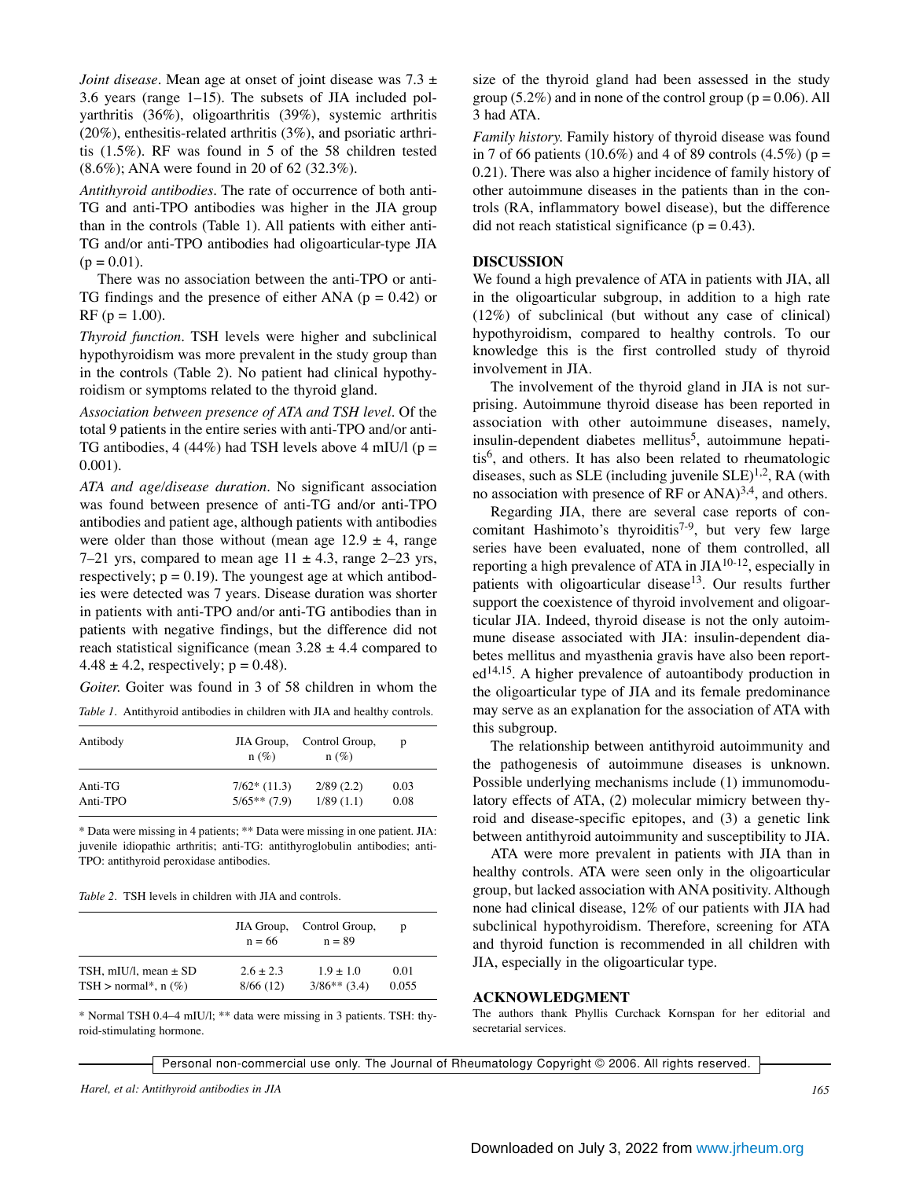*Joint disease*. Mean age at onset of joint disease was 7.3 ± 3.6 years (range 1–15). The subsets of JIA included polyarthritis (36%), oligoarthritis (39%), systemic arthritis (20%), enthesitis-related arthritis (3%), and psoriatic arthritis (1.5%). RF was found in 5 of the 58 children tested (8.6%); ANA were found in 20 of 62 (32.3%).

*Antithyroid antibodies*. The rate of occurrence of both anti-TG and anti-TPO antibodies was higher in the JIA group than in the controls (Table 1). All patients with either anti-TG and/or anti-TPO antibodies had oligoarticular-type JIA ($p = 0.01$).

There was no association between the anti-TPO or anti-TG findings and the presence of either ANA ($p = 0.42$) or RF ($p = 1.00$).

*Thyroid function*. TSH levels were higher and subclinical hypothyroidism was more prevalent in the study group than in the controls (Table 2). No patient had clinical hypothyroidism or symptoms related to the thyroid gland.

*Association between presence of ATA and TSH level*. Of the total 9 patients in the entire series with anti-TPO and/or anti-TG antibodies, 4 (44%) had TSH levels above 4 mIU/l ($p = 0.001$).

*ATA and age/disease duration*. No significant association was found between presence of anti-TG and/or anti-TPO antibodies and patient age, although patients with antibodies were older than those without (mean age 12.9 ± 4, range 7–21 yrs, compared to mean age 11 ± 4.3, range 2–23 yrs, respectively; $p = 0.19$). The youngest age at which antibodies were detected was 7 years. Disease duration was shorter in patients with anti-TPO and/or anti-TG antibodies than in patients with negative findings, but the difference did not reach statistical significance (mean 3.28 ± 4.4 compared to 4.48 ± 4.2, respectively; $p = 0.48$).

*Goiter.* Goiter was found in 3 of 58 children in whom the size of the thyroid gland had been assessed in the study group (5.2%) and in none of the control group ($p = 0.06$). All 3 had ATA.

*Family history.* Family history of thyroid disease was found in 7 of 66 patients (10.6%) and 4 of 89 controls (4.5%) ($p = 0.21$). There was also a higher incidence of family history of other autoimmune diseases in the patients than in the controls (RA, inflammatory bowel disease), but the difference did not reach statistical significance ($p = 0.43$).

*Table 1.* Antithyroid antibodies in children with JIA and healthy controls.

| Antibody | JIA Group, n (%) | Control Group, n (%) | p |
|---|---|---|---|
| Anti-TG | 7/62* (11.3) | 2/89 (2.2) | 0.03 |
| Anti-TPO | 5/65** (7.9) | 1/89 (1.1) | 0.08 |

\* Data were missing in 4 patients; ** Data were missing in one patient. JIA: juvenile idiopathic arthritis; anti-TG: antithyroglobulin antibodies; anti-TPO: antithyroid peroxidase antibodies.

*Table 2.* TSH levels in children with JIA and controls.

| | JIA Group, n = 66 | Control Group, n = 89 | p |
|---|---|---|---|
| TSH, mIU/l, mean ± SD | 2.6 ± 2.3 | 1.9 ± 1.0 | 0.01 |
| TSH > normal*, n (%) | 8/66 (12) | 3/86** (3.4) | 0.055 |

\* Normal TSH 0.4–4 mIU/l; ** data were missing in 3 patients. TSH: thyroid-stimulating hormone.

## DISCUSSION

We found a high prevalence of ATA in patients with JIA, all in the oligoarticular subgroup, in addition to a high rate (12%) of subclinical (but without any case of clinical) hypothyroidism, compared to healthy controls. To our knowledge this is the first controlled study of thyroid involvement in JIA.

The involvement of the thyroid gland in JIA is not surprising. Autoimmune thyroid disease has been reported in association with other autoimmune diseases, namely, insulin-dependent diabetes mellitus[5], autoimmune hepatitis[6], and others. It has also been related to rheumatologic diseases, such as SLE (including juvenile SLE)[1,2], RA (with no association with presence of RF or ANA)[3,4], and others.

Regarding JIA, there are several case reports of concomitant Hashimoto's thyroiditis[7-9], but very few large series have been evaluated, none of them controlled, all reporting a high prevalence of ATA in JIA[10-12], especially in patients with oligoarticular disease[13]. Our results further support the coexistence of thyroid involvement and oligoarticular JIA. Indeed, thyroid disease is not the only autoimmune disease associated with JIA: insulin-dependent diabetes mellitus and myasthenia gravis have also been reported[14,15]. A higher prevalence of autoantibody production in the oligoarticular type of JIA and its female predominance may serve as an explanation for the association of ATA with this subgroup.

The relationship between antithyroid autoimmunity and the pathogenesis of autoimmune diseases is unknown. Possible underlying mechanisms include (1) immunomodulatory effects of ATA, (2) molecular mimicry between thyroid and disease-specific epitopes, and (3) a genetic link between antithyroid autoimmunity and susceptibility to JIA.

ATA were more prevalent in patients with JIA than in healthy controls. ATA were seen only in the oligoarticular group, but lacked association with ANA positivity. Although none had clinical disease, 12% of our patients with JIA had subclinical hypothyroidism. Therefore, screening for ATA and thyroid function is recommended in all children with JIA, especially in the oligoarticular type.

## ACKNOWLEDGMENT

The authors thank Phyllis Curchack Kornspan for her editorial and secretarial services.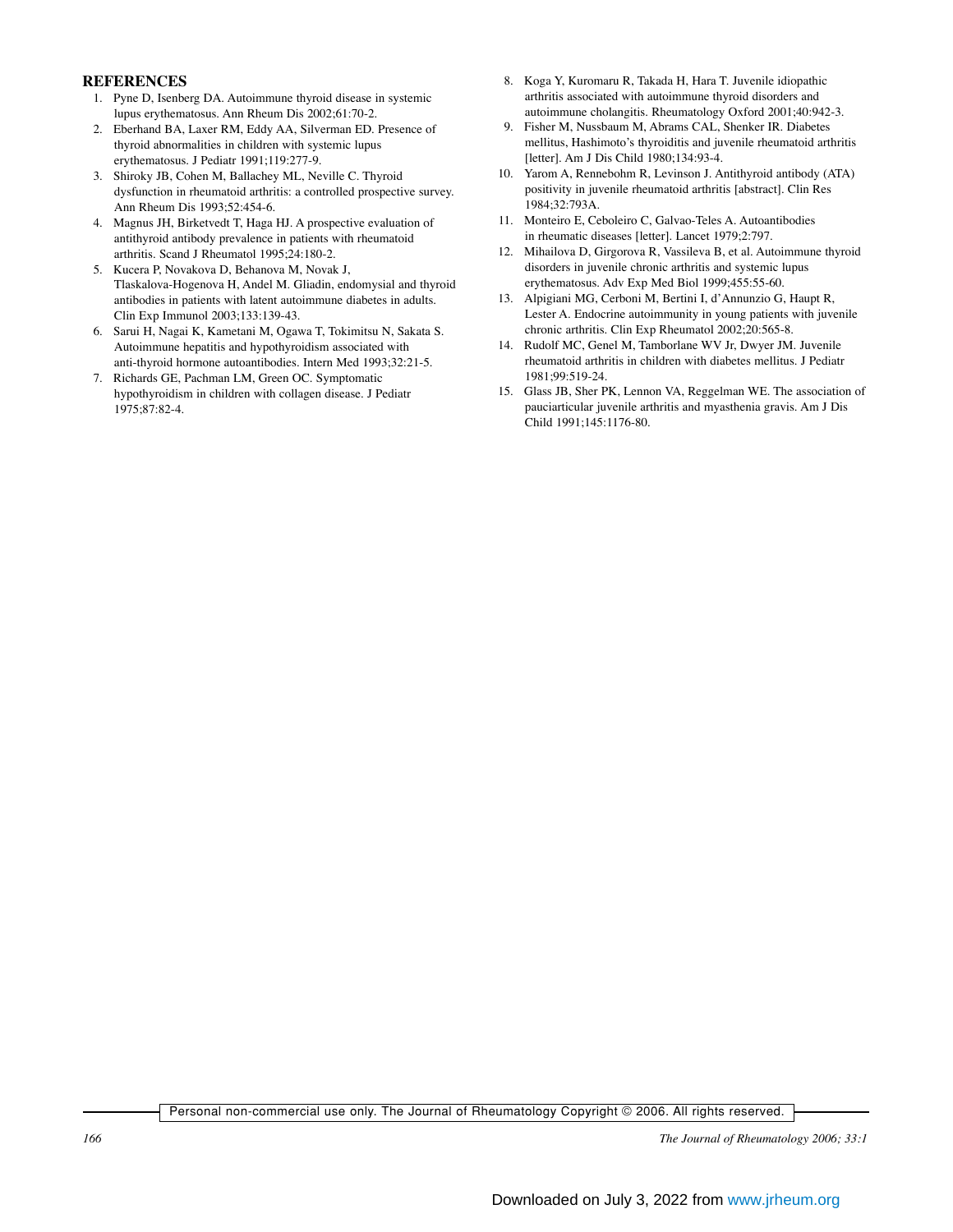## REFERENCES

1. Pyne D, Isenberg DA. Autoimmune thyroid disease in systemic lupus erythematosus. Ann Rheum Dis 2002;61:70-2.
2. Eberhand BA, Laxer RM, Eddy AA, Silverman ED. Presence of thyroid abnormalities in children with systemic lupus erythematosus. J Pediatr 1991;119:277-9.
3. Shiroky JB, Cohen M, Ballachey ML, Neville C. Thyroid dysfunction in rheumatoid arthritis: a controlled prospective survey. Ann Rheum Dis 1993;52:454-6.
4. Magnus JH, Birketvedt T, Haga HJ. A prospective evaluation of antithyroid antibody prevalence in patients with rheumatoid arthritis. Scand J Rheumatol 1995;24:180-2.
5. Kucera P, Novakova D, Behanova M, Novak J, Tlaskalova-Hogenova H, Andel M. Gliadin, endomysial and thyroid antibodies in patients with latent autoimmune diabetes in adults. Clin Exp Immunol 2003;133:139-43.
6. Sarui H, Nagai K, Kametani M, Ogawa T, Tokimitsu N, Sakata S. Autoimmune hepatitis and hypothyroidism associated with anti-thyroid hormone autoantibodies. Intern Med 1993;32:21-5.
7. Richards GE, Pachman LM, Green OC. Symptomatic hypothyroidism in children with collagen disease. J Pediatr 1975;87:82-4.
8. Koga Y, Kuromaru R, Takada H, Hara T. Juvenile idiopathic arthritis associated with autoimmune thyroid disorders and autoimmune cholangitis. Rheumatology Oxford 2001;40:942-3.
9. Fisher M, Nussbaum M, Abrams CAL, Shenker IR. Diabetes mellitus, Hashimoto's thyroiditis and juvenile rheumatoid arthritis [letter]. Am J Dis Child 1980;134:93-4.
10. Yarom A, Rennebohm R, Levinson J. Antithyroid antibody (ATA) positivity in juvenile rheumatoid arthritis [abstract]. Clin Res 1984;32:793A.
11. Monteiro E, Ceboleiro C, Galvao-Teles A. Autoantibodies in rheumatic diseases [letter]. Lancet 1979;2:797.
12. Mihailova D, Girgorova R, Vassileva B, et al. Autoimmune thyroid disorders in juvenile chronic arthritis and systemic lupus erythematosus. Adv Exp Med Biol 1999;455:55-60.
13. Alpigiani MG, Cerboni M, Bertini I, d'Annunzio G, Haupt R, Lester A. Endocrine autoimmunity in young patients with juvenile chronic arthritis. Clin Exp Rheumatol 2002;20:565-8.
14. Rudolf MC, Genel M, Tamborlane WV Jr, Dwyer JM. Juvenile rheumatoid arthritis in children with diabetes mellitus. J Pediatr 1981;99:519-24.
15. Glass JB, Sher PK, Lennon VA, Reggelman WE. The association of pauciarticular juvenile arthritis and myasthenia gravis. Am J Dis Child 1991;145:1176-80.